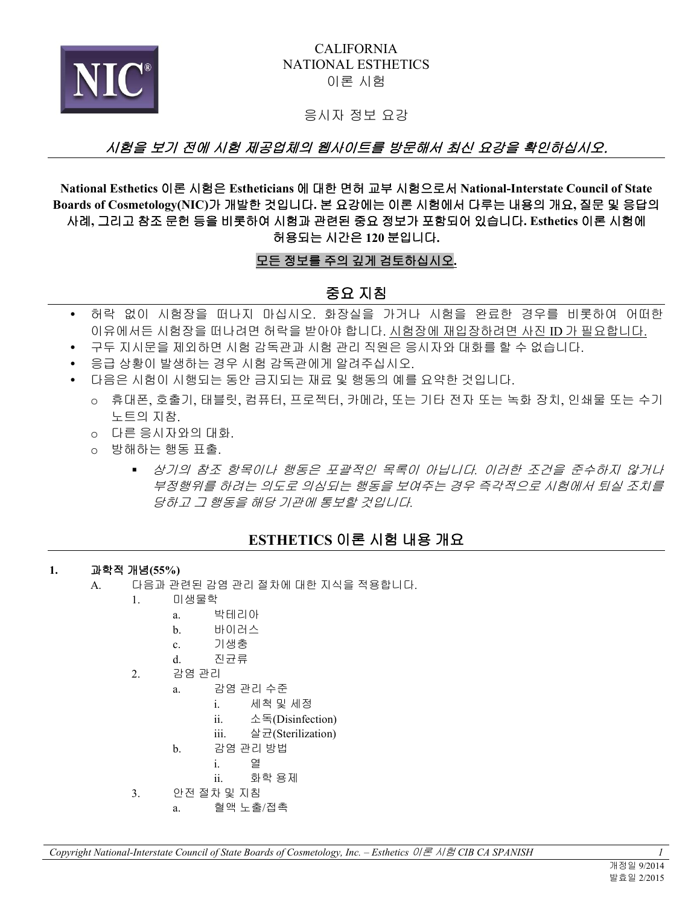CALIFORNIA
NATIONAL ESTHETICS
이론 시험

응시자 정보 요강

*시험을 보기 전에 시험 제공업체의 웹사이트를 방문해서 최신 요강을 확인하십시오.*

**National Esthetics 이론 시험은 Estheticians 에 대한 면허 교부 시험으로서 National-Interstate Council of State Boards of Cosmetology(NIC)가 개발한 것입니다. 본 요강에는 이론 시험에서 다루는 내용의 개요, 질문 및 응답의 사례, 그리고 참조 문헌 등을 비롯하여 시험과 관련된 중요 정보가 포함되어 있습니다. Esthetics 이론 시험에 허용되는 시간은 120 분입니다.**

**모든 정보를 주의 깊게 검토하십시오.**

## 중요 지침

- 허락 없이 시험장을 떠나지 마십시오. 화장실을 가거나 시험을 완료한 경우를 비롯하여 어떠한 이유에서든 시험장을 떠나려면 허락을 받아야 합니다. 시험장에 재입장하려면 사진 ID 가 필요합니다.
- 구두 지시문을 제외하면 시험 감독관과 시험 관리 직원은 응시자와 대화를 할 수 없습니다.
- 응급 상황이 발생하는 경우 시험 감독관에게 알려주십시오.
- 다음은 시험이 시행되는 동안 금지되는 재료 및 행동의 예를 요약한 것입니다.
  - 휴대폰, 호출기, 태블릿, 컴퓨터, 프로젝터, 카메라, 또는 기타 전자 또는 녹화 장치, 인쇄물 또는 수기 노트의 지참.
  - 다른 응시자와의 대화.
  - 방해하는 행동 표출.
    - *상기의 참조 항목이나 행동은 포괄적인 목록이 아닙니다. 이러한 조건을 준수하지 않거나 부정행위를 하려는 의도로 의심되는 행동을 보여주는 경우 즉각적으로 시험에서 퇴실 조치를 당하고 그 행동을 해당 기관에 통보할 것입니다.*

## ESTHETICS 이론 시험 내용 개요

**1. 과학적 개념(55%)**

- A. 다음과 관련된 감염 관리 절차에 대한 지식을 적용합니다.
  - 1. 미생물학
    - a. 박테리아
    - b. 바이러스
    - c. 기생충
    - d. 진균류
  - 2. 감염 관리
    - a. 감염 관리 수준
      - i. 세척 및 세정
      - ii. 소독(Disinfection)
      - iii. 살균(Sterilization)
    - b. 감염 관리 방법
      - i. 열
      - ii. 화학 용제
  - 3. 안전 절차 및 지침
    - a. 혈액 노출/접촉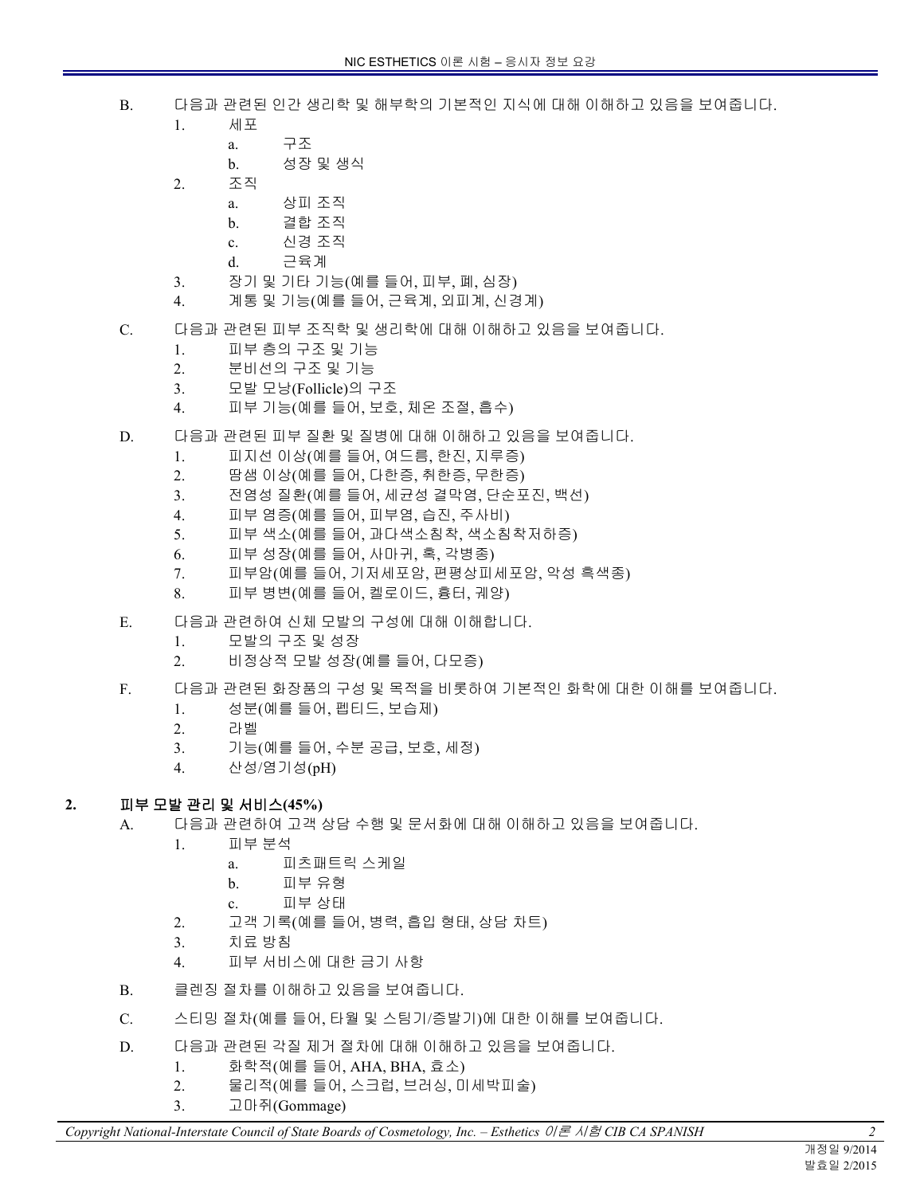B. 다음과 관련된 인간 생리학 및 해부학의 기본적인 지식에 대해 이해하고 있음을 보여줍니다.
   1. 세포
      a. 구조
      b. 성장 및 생식
   2. 조직
      a. 상피 조직
      b. 결합 조직
      c. 신경 조직
      d. 근육계
   3. 장기 및 기타 기능(예를 들어, 피부, 폐, 심장)
   4. 계통 및 기능(예를 들어, 근육계, 외피계, 신경계)

C. 다음과 관련된 피부 조직학 및 생리학에 대해 이해하고 있음을 보여줍니다.
   1. 피부 층의 구조 및 기능
   2. 분비선의 구조 및 기능
   3. 모발 모낭(Follicle)의 구조
   4. 피부 기능(예를 들어, 보호, 체온 조절, 흡수)

D. 다음과 관련된 피부 질환 및 질병에 대해 이해하고 있음을 보여줍니다.
   1. 피지선 이상(예를 들어, 여드름, 한진, 지루증)
   2. 땀샘 이상(예를 들어, 다한증, 취한증, 무한증)
   3. 전염성 질환(예를 들어, 세균성 결막염, 단순포진, 백선)
   4. 피부 염증(예를 들어, 피부염, 습진, 주사비)
   5. 피부 색소(예를 들어, 과다색소침착, 색소침착저하증)
   6. 피부 성장(예를 들어, 사마귀, 혹, 각병종)
   7. 피부암(예를 들어, 기저세포암, 편평상피세포암, 악성 흑색종)
   8. 피부 병변(예를 들어, 켈로이드, 흉터, 궤양)

E. 다음과 관련하여 신체 모발의 구성에 대해 이해합니다.
   1. 모발의 구조 및 성장
   2. 비정상적 모발 성장(예를 들어, 다모증)

F. 다음과 관련된 화장품의 구성 및 목적을 비롯하여 기본적인 화학에 대한 이해를 보여줍니다.
   1. 성분(예를 들어, 펩티드, 보습제)
   2. 라벨
   3. 기능(예를 들어, 수분 공급, 보호, 세정)
   4. 산성/염기성(pH)

**2. 피부 모발 관리 및 서비스(45%)**

A. 다음과 관련하여 고객 상담 수행 및 문서화에 대해 이해하고 있음을 보여줍니다.
   1. 피부 분석
      a. 피츠패트릭 스케일
      b. 피부 유형
      c. 피부 상태
   2. 고객 기록(예를 들어, 병력, 흡입 형태, 상담 차트)
   3. 치료 방침
   4. 피부 서비스에 대한 금기 사항

B. 클렌징 절차를 이해하고 있음을 보여줍니다.

C. 스티밍 절차(예를 들어, 타월 및 스팀기/증발기)에 대한 이해를 보여줍니다.

D. 다음과 관련된 각질 제거 절차에 대해 이해하고 있음을 보여줍니다.
   1. 화학적(예를 들어, AHA, BHA, 효소)
   2. 물리적(예를 들어, 스크럽, 브러싱, 미세박피술)
   3. 고마쥐(Gommage)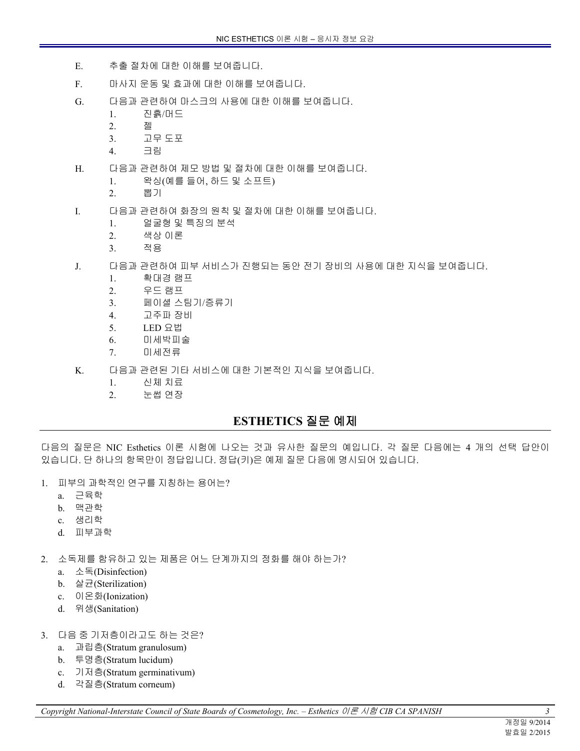E. 추출 절차에 대한 이해를 보여줍니다.

F. 마사지 운동 및 효과에 대한 이해를 보여줍니다.

G. 다음과 관련하여 마스크의 사용에 대한 이해를 보여줍니다.
   1. 진흙/머드
   2. 젤
   3. 고무 도포
   4. 크림

H. 다음과 관련하여 제모 방법 및 절차에 대한 이해를 보여줍니다.
   1. 왁싱(예를 들어, 하드 및 소프트)
   2. 뽑기

I. 다음과 관련하여 화장의 원칙 및 절차에 대한 이해를 보여줍니다.
   1. 얼굴형 및 특징의 분석
   2. 색상 이론
   3. 적용

J. 다음과 관련하여 피부 서비스가 진행되는 동안 전기 장비의 사용에 대한 지식을 보여줍니다.
   1. 확대경 램프
   2. 우드 램프
   3. 페이셜 스팀기/증류기
   4. 고주파 장비
   5. LED 요법
   6. 미세박피술
   7. 미세전류

K. 다음과 관련된 기타 서비스에 대한 기본적인 지식을 보여줍니다.
   1. 신체 치료
   2. 눈썹 연장

## ESTHETICS 질문 예제

다음의 질문은 NIC Esthetics 이론 시험에 나오는 것과 유사한 질문의 예입니다. 각 질문 다음에는 4 개의 선택 답안이 있습니다. 단 하나의 항목만이 정답입니다. 정답(키)은 예제 질문 다음에 명시되어 있습니다.

1. 피부의 과학적인 연구를 지칭하는 용어는?
   a. 근육학
   b. 맥관학
   c. 생리학
   d. 피부과학

2. 소독제를 함유하고 있는 제품은 어느 단계까지의 정화를 해야 하는가?
   a. 소독(Disinfection)
   b. 살균(Sterilization)
   c. 이온화(Ionization)
   d. 위생(Sanitation)

3. 다음 중 기저층이라고도 하는 것은?
   a. 과립층(Stratum granulosum)
   b. 투명층(Stratum lucidum)
   c. 기저층(Stratum germinativum)
   d. 각질층(Stratum corneum)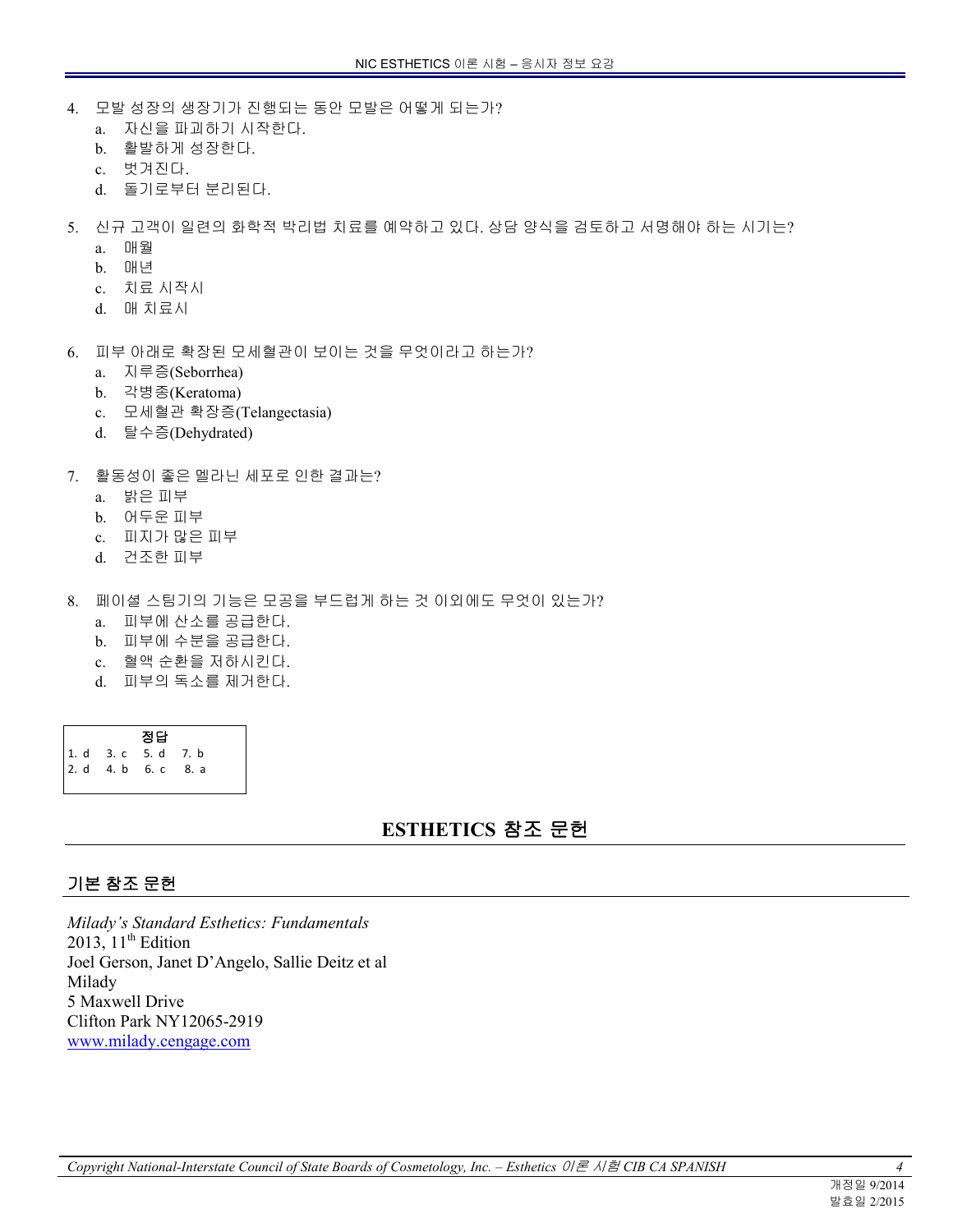4. 모발 성장의 생장기가 진행되는 동안 모발은 어떻게 되는가?
   a. 자신을 파괴하기 시작한다.
   b. 활발하게 성장한다.
   c. 벗겨진다.
   d. 돌기로부터 분리된다.

5. 신규 고객이 일련의 화학적 박리법 치료를 예약하고 있다. 상담 양식을 검토하고 서명해야 하는 시기는?
   a. 매월
   b. 매년
   c. 치료 시작시
   d. 매 치료시

6. 피부 아래로 확장된 모세혈관이 보이는 것을 무엇이라고 하는가?
   a. 지루증(Seborrhea)
   b. 각병종(Keratoma)
   c. 모세혈관 확장증(Telangectasia)
   d. 탈수증(Dehydrated)

7. 활동성이 좋은 멜라닌 세포로 인한 결과는?
   a. 밝은 피부
   b. 어두운 피부
   c. 피지가 많은 피부
   d. 건조한 피부

8. 페이셜 스팀기의 기능은 모공을 부드럽게 하는 것 이외에도 무엇이 있는가?
   a. 피부에 산소를 공급한다.
   b. 피부에 수분을 공급한다.
   c. 혈액 순환을 저하시킨다.
   d. 피부의 독소를 제거한다.

| 정답 | | | |
|---|---|---|---|
| 1. d | 3. c | 5. d | 7. b |
| 2. d | 4. b | 6. c | 8. a |

# ESTHETICS 참조 문헌

## 기본 참조 문헌

*Milady's Standard Esthetics: Fundamentals*
2013, 11th Edition
Joel Gerson, Janet D'Angelo, Sallie Deitz et al
Milady
5 Maxwell Drive
Clifton Park NY12065-2919
www.milady.cengage.com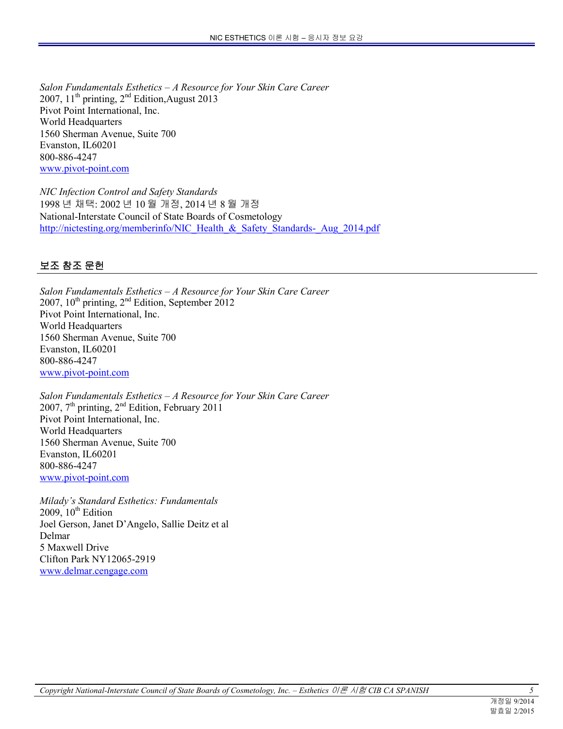*Salon Fundamentals Esthetics – A Resource for Your Skin Care Career*
2007, 11th printing, 2nd Edition,August 2013
Pivot Point International, Inc.
World Headquarters
1560 Sherman Avenue, Suite 700
Evanston, IL60201
800-886-4247
[www.pivot-point.com](http://www.pivot-point.com)

*NIC Infection Control and Safety Standards*
1998 년 채택: 2002 년 10 월 개정, 2014 년 8 월 개정
National-Interstate Council of State Boards of Cosmetology
[http://nictesting.org/memberinfo/NIC_Health_&_Safety_Standards-_Aug_2014.pdf](http://nictesting.org/memberinfo/NIC_Health_&_Safety_Standards-_Aug_2014.pdf)

## 보조 참조 문헌

*Salon Fundamentals Esthetics – A Resource for Your Skin Care Career*
2007, 10th printing, 2nd Edition, September 2012
Pivot Point International, Inc.
World Headquarters
1560 Sherman Avenue, Suite 700
Evanston, IL60201
800-886-4247
[www.pivot-point.com](http://www.pivot-point.com)

*Salon Fundamentals Esthetics – A Resource for Your Skin Care Career*
2007, 7th printing, 2nd Edition, February 2011
Pivot Point International, Inc.
World Headquarters
1560 Sherman Avenue, Suite 700
Evanston, IL60201
800-886-4247
[www.pivot-point.com](http://www.pivot-point.com)

*Milady's Standard Esthetics: Fundamentals*
2009, 10th Edition
Joel Gerson, Janet D'Angelo, Sallie Deitz et al
Delmar
5 Maxwell Drive
Clifton Park NY12065-2919
[www.delmar.cengage.com](http://www.delmar.cengage.com)